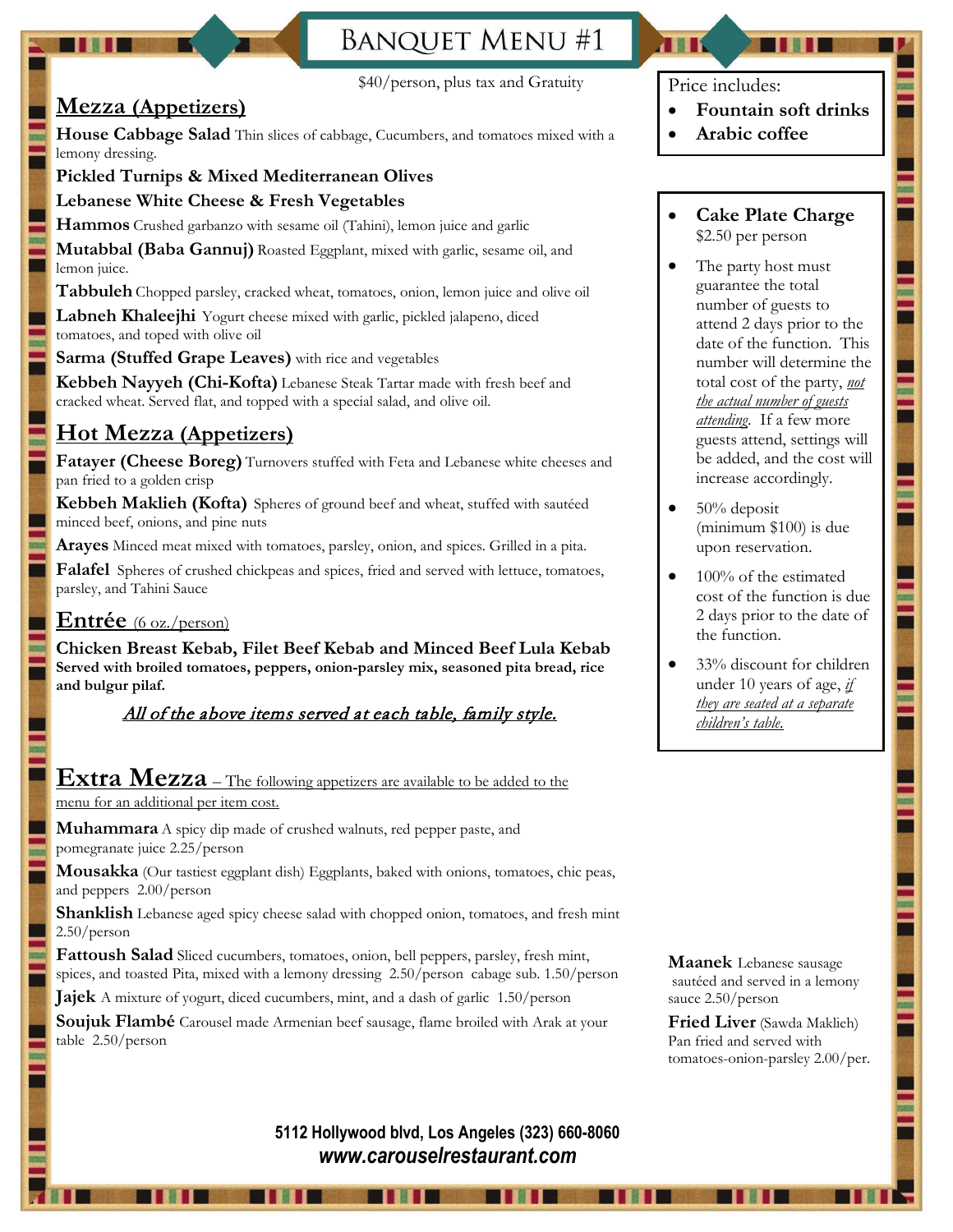# Banquet Menu #1

$40/person, plus tax and Gratuity

## Mezza (Appetizers)

**House Cabbage Salad** Thin slices of cabbage, Cucumbers, and tomatoes mixed with a lemony dressing.

**Pickled Turnips & Mixed Mediterranean Olives**

**Lebanese White Cheese & Fresh Vegetables**

**Hammos** Crushed garbanzo with sesame oil (Tahini), lemon juice and garlic

**Mutabbal (Baba Gannuj)** Roasted Eggplant, mixed with garlic, sesame oil, and lemon juice.

**Tabbuleh** Chopped parsley, cracked wheat, tomatoes, onion, lemon juice and olive oil

**Labneh Khaleejhi** Yogurt cheese mixed with garlic, pickled jalapeno, diced tomatoes, and toped with olive oil

**Sarma (Stuffed Grape Leaves)** with rice and vegetables

**Kebbeh Nayyeh (Chi-Kofta)** Lebanese Steak Tartar made with fresh beef and cracked wheat. Served flat, and topped with a special salad, and olive oil.

## Hot Mezza (Appetizers)

**Fatayer (Cheese Boreg)** Turnovers stuffed with Feta and Lebanese white cheeses and pan fried to a golden crisp

**Kebbeh Maklieh (Kofta)** Spheres of ground beef and wheat, stuffed with sautéed minced beef, onions, and pine nuts

**Arayes** Minced meat mixed with tomatoes, parsley, onion, and spices. Grilled in a pita.

**Falafel** Spheres of crushed chickpeas and spices, fried and served with lettuce, tomatoes, parsley, and Tahini Sauce

## Entrée (6 oz./person)

**Chicken Breast Kebab, Filet Beef Kebab and Minced Beef Lula Kebab**
**Served with broiled tomatoes, peppers, onion-parsley mix, seasoned pita bread, rice and bulgur pilaf.**

*All of the above items served at each table, family style.*

## Extra Mezza – The following appetizers are available to be added to the menu for an additional per item cost.

**Muhammara** A spicy dip made of crushed walnuts, red pepper paste, and pomegranate juice 2.25/person

**Mousakka** (Our tastiest eggplant dish) Eggplants, baked with onions, tomatoes, chic peas, and peppers 2.00/person

**Shanklish** Lebanese aged spicy cheese salad with chopped onion, tomatoes, and fresh mint 2.50/person

**Fattoush Salad** Sliced cucumbers, tomatoes, onion, bell peppers, parsley, fresh mint, spices, and toasted Pita, mixed with a lemony dressing 2.50/person cabage sub. 1.50/person

**Jajek** A mixture of yogurt, diced cucumbers, mint, and a dash of garlic 1.50/person

**Soujuk Flambé** Carousel made Armenian beef sausage, flame broiled with Arak at your table 2.50/person

**Maanek** Lebanese sausage sautéed and served in a lemony sauce 2.50/person

**Fried Liver** (Sawda Maklieh) Pan fried and served with tomatoes-onion-parsley 2.00/per.

---

Price includes:

- **Fountain soft drinks**
- **Arabic coffee**

---

- **Cake Plate Charge** $2.50 per person
- The party host must guarantee the total number of guests to attend 2 days prior to the date of the function. This number will determine the total cost of the party, *not the actual number of guests attending*. If a few more guests attend, settings will be added, and the cost will increase accordingly.
- 50% deposit (minimum $100) is due upon reservation.
- 100% of the estimated cost of the function is due 2 days prior to the date of the function.
- 33% discount for children under 10 years of age, *if they are seated at a separate children's table.*

**5112 Hollywood blvd, Los Angeles (323) 660-8060**
***www.carouselrestaurant.com***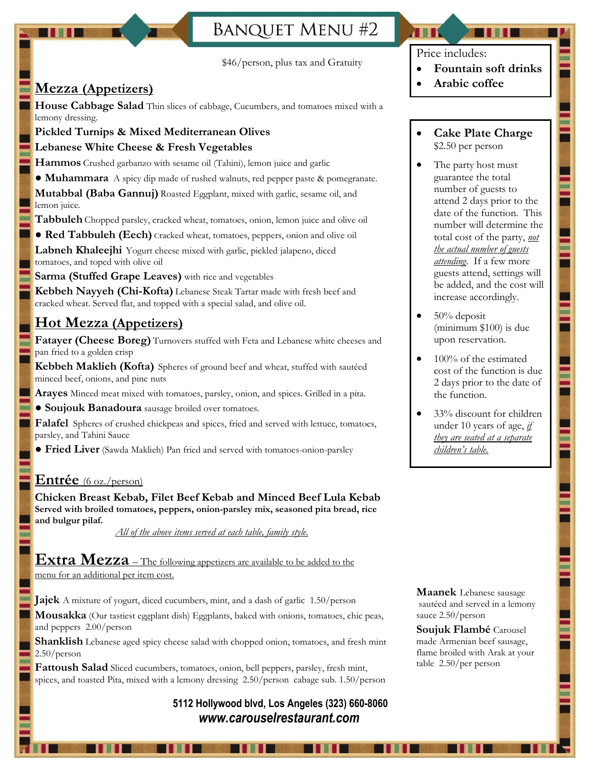# Banquet Menu #2

$46/person, plus tax and Gratuity

## Mezza (Appetizers)

**House Cabbage Salad** Thin slices of cabbage, Cucumbers, and tomatoes mixed with a lemony dressing.

**Pickled Turnips & Mixed Mediterranean Olives**

**Lebanese White Cheese & Fresh Vegetables**

**Hammos** Crushed garbanzo with sesame oil (Tahini), lemon juice and garlic

● **Muhammara** A spicy dip made of rushed walnuts, red pepper paste & pomegranate.

**Mutabbal (Baba Gannuj)** Roasted Eggplant, mixed with garlic, sesame oil, and lemon juice.

**Tabbuleh** Chopped parsley, cracked wheat, tomatoes, onion, lemon juice and olive oil

● **Red Tabbuleh (Eech)** Cracked wheat, tomatoes, peppers, onion and olive oil

**Labneh Khaleejhi** Yogurt cheese mixed with garlic, pickled jalapeno, diced tomatoes, and toped with olive oil

**Sarma (Stuffed Grape Leaves)** with rice and vegetables

**Kebbeh Nayyeh (Chi-Kofta)** Lebanese Steak Tartar made with fresh beef and cracked wheat. Served flat, and topped with a special salad, and olive oil.

## Hot Mezza (Appetizers)

**Fatayer (Cheese Boreg)** Turnovers stuffed with Feta and Lebanese white cheeses and pan fried to a golden crisp

**Kebbeh Maklieh (Kofta)** Spheres of ground beef and wheat, stuffed with sautéed minced beef, onions, and pine nuts

**Arayes** Minced meat mixed with tomatoes, parsley, onion, and spices. Grilled in a pita.

● **Soujouk Banadoura** sausage broiled over tomatoes.

**Falafel** Spheres of crushed chickpeas and spices, fried and served with lettuce, tomatoes, parsley, and Tahini Sauce

● **Fried Liver** (Sawda Maklieh) Pan fried and served with tomatoes-onion-parsley

## Entrée (6 oz./person)

**Chicken Breast Kebab, Filet Beef Kebab and Minced Beef Lula Kebab**
**Served with broiled tomatoes, peppers, onion-parsley mix, seasoned pita bread, rice and bulgur pilaf.**

*All of the above items served at each table, family style.*

## Extra Mezza – The following appetizers are available to be added to the menu for an additional per item cost.

**Jajek** A mixture of yogurt, diced cucumbers, mint, and a dash of garlic 1.50/person

**Mousakka** (Our tastiest eggplant dish) Eggplants, baked with onions, tomatoes, chic peas, and peppers 2.00/person

**Shanklish** Lebanese aged spicy cheese salad with chopped onion, tomatoes, and fresh mint 2.50/person

**Fattoush Salad** Sliced cucumbers, tomatoes, onion, bell peppers, parsley, fresh mint, spices, and toasted Pita, mixed with a lemony dressing 2.50/person cabage sub. 1.50/person

**Maanek** Lebanese sausage sautéed and served in a lemony sauce 2.50/person

**Soujuk Flambé** Carousel made Armenian beef sausage, flame broiled with Arak at your table 2.50/per person

---

Price includes:

- **Fountain soft drinks**
- **Arabic coffee**

---

- **Cake Plate Charge** $2.50 per person
- The party host must guarantee the total number of guests to attend 2 days prior to the date of the function. This number will determine the total cost of the party, *not the actual number of guests attending*. If a few more guests attend, settings will be added, and the cost will increase accordingly.
- 50% deposit (minimum $100) is due upon reservation.
- 100% of the estimated cost of the function is due 2 days prior to the date of the function.
- 33% discount for children under 10 years of age, *if they are seated at a separate children's table.*

---

**5112 Hollywood blvd, Los Angeles (323) 660-8060**
***www.carouselrestaurant.com***